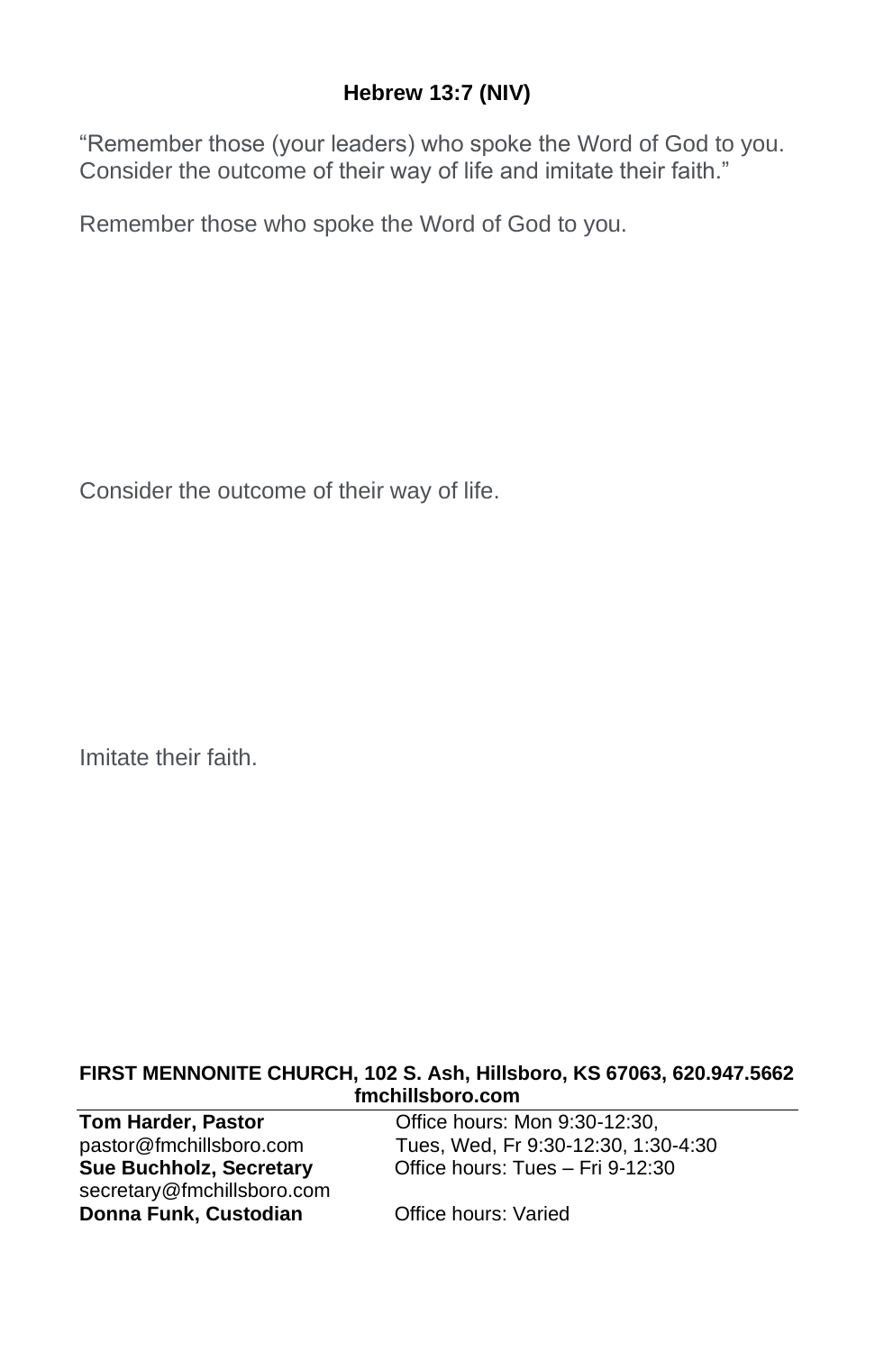### Hebrew 13:7 (NIV)

"Remember those (your leaders) who spoke the Word of God to you. Consider the outcome of their way of life and imitate their faith."

Remember those who spoke the Word of God to you.

Consider the outcome of their way of life.

Imitate their faith.

**FIRST MENNONITE CHURCH, 102 S. Ash, Hillsboro, KS 67063, 620.947.5662**
**fmchillsboro.com**

---

**Tom Harder, Pastor** — Office hours: Mon 9:30-12:30,
pastor@fmchillsboro.com — Tues, Wed, Fr 9:30-12:30, 1:30-4:30

**Sue Buchholz, Secretary** — Office hours: Tues – Fri 9-12:30
secretary@fmchillsboro.com

**Donna Funk, Custodian** — Office hours: Varied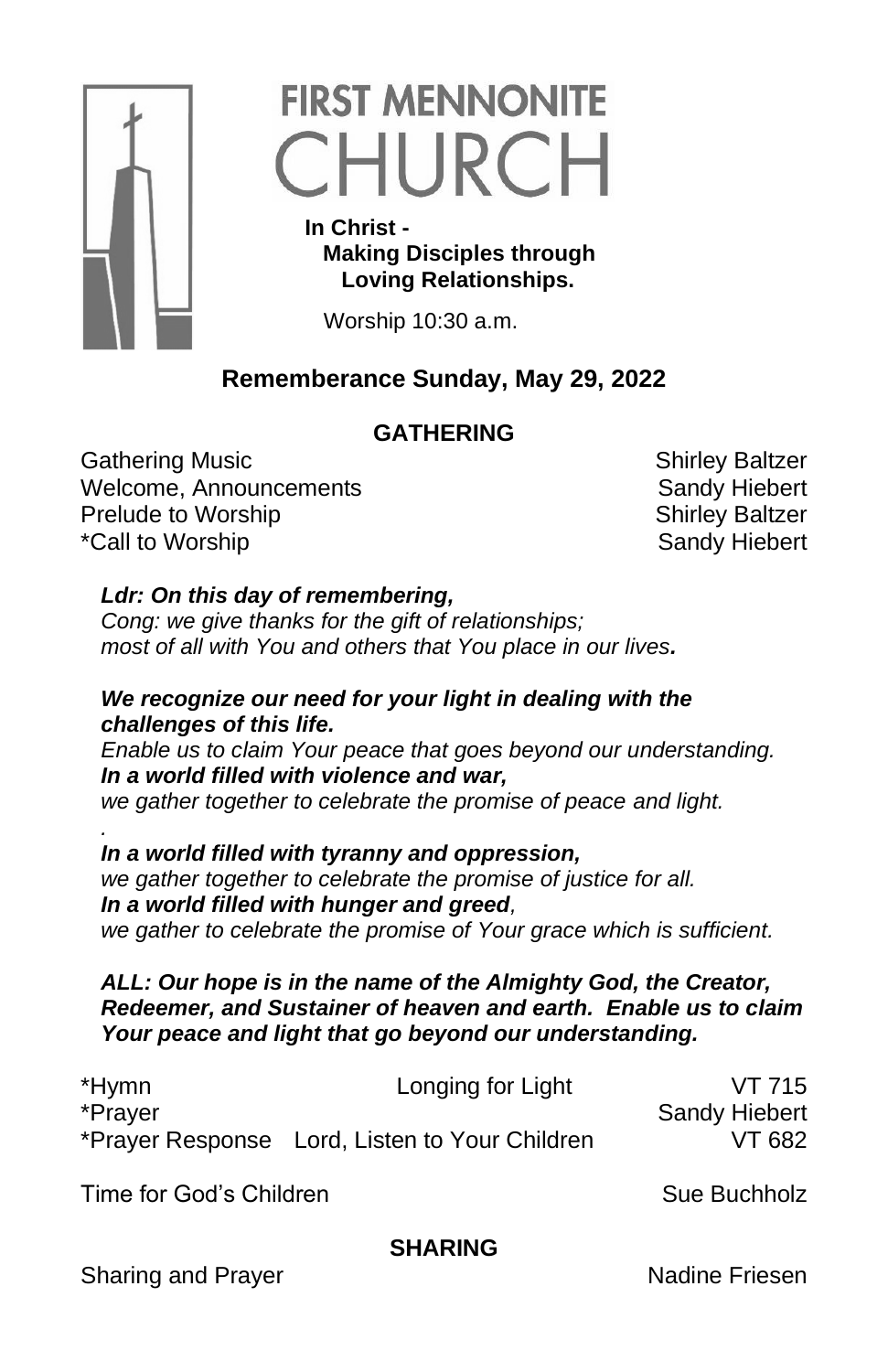# FIRST MENNONITE CHURCH

**In Christ -**
**Making Disciples through**
**Loving Relationships.**

Worship 10:30 a.m.

## Rememberance Sunday, May 29, 2022

### GATHERING

| | |
|---|---|
| Gathering Music | Shirley Baltzer |
| Welcome, Announcements | Sandy Hiebert |
| Prelude to Worship | Shirley Baltzer |
| *Call to Worship | Sandy Hiebert |

***Ldr: On this day of remembering,***
*Cong: we give thanks for the gift of relationships;*
*most of all with You and others that You place in our lives.*

***We recognize our need for your light in dealing with the challenges of this life.***
*Enable us to claim Your peace that goes beyond our understanding.*
***In a world filled with violence and war,***
*we gather together to celebrate the promise of peace and light.*
*.*
***In a world filled with tyranny and oppression,***
*we gather together to celebrate the promise of justice for all.*
***In a world filled with hunger and greed**,*
*we gather to celebrate the promise of Your grace which is sufficient.*

***ALL: Our hope is in the name of the Almighty God, the Creator, Redeemer, and Sustainer of heaven and earth. Enable us to claim Your peace and light that go beyond our understanding.***

| | | |
|---|---|---|
| *Hymn | Longing for Light | VT 715 |
| *Prayer | | Sandy Hiebert |
| *Prayer Response | Lord, Listen to Your Children | VT 682 |

| | |
|---|---|
| Time for God's Children | Sue Buchholz |

### SHARING

| | |
|---|---|
| Sharing and Prayer | Nadine Friesen |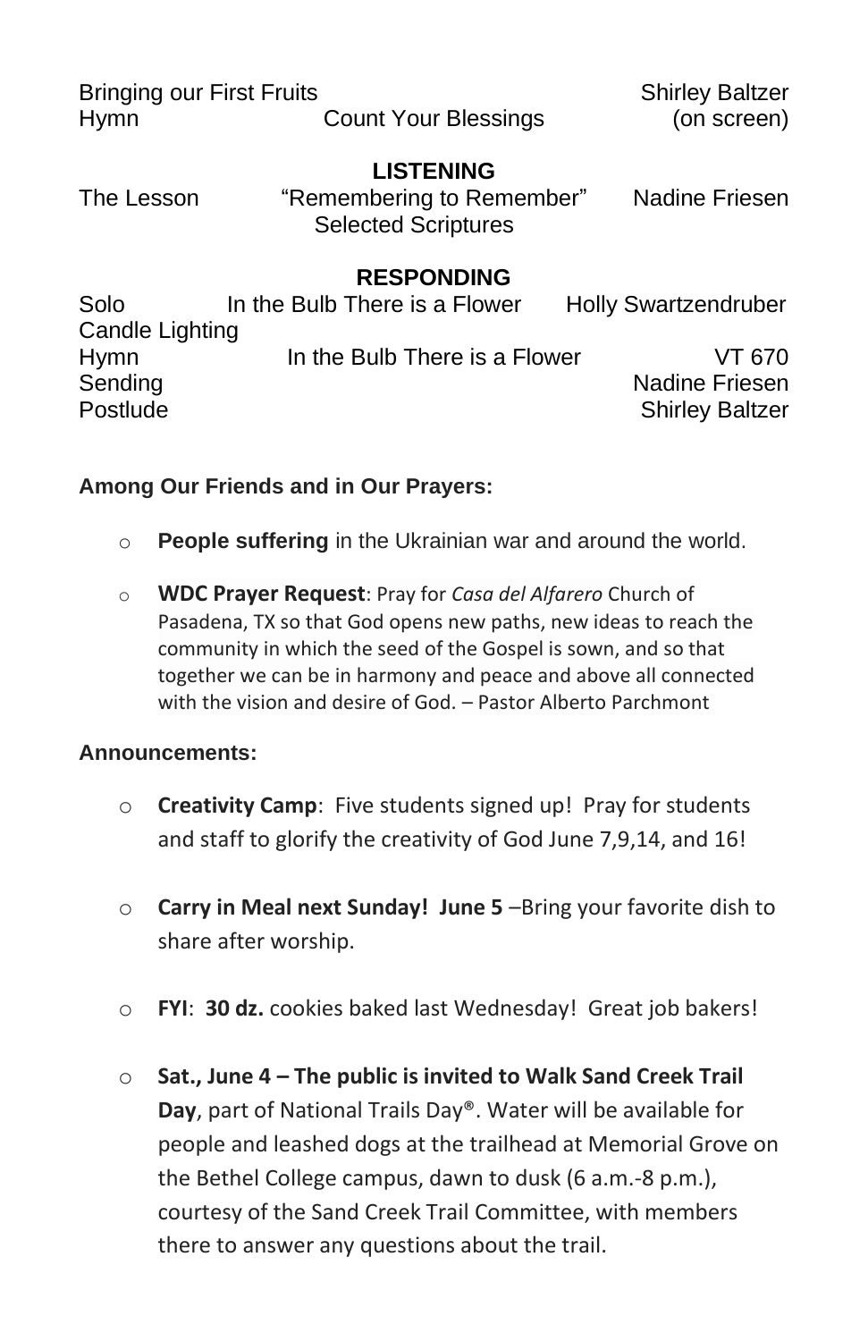Bringing our First Fruits Shirley Baltzer
Hymn Count Your Blessings (on screen)

**LISTENING**

The Lesson “Remembering to Remember” Nadine Friesen
Selected Scriptures

**RESPONDING**

Solo In the Bulb There is a Flower Holly Swartzendruber
Candle Lighting
Hymn In the Bulb There is a Flower VT 670
Sending Nadine Friesen
Postlude Shirley Baltzer

**Among Our Friends and in Our Prayers:**

- **People suffering** in the Ukrainian war and around the world.
- **WDC Prayer Request**: Pray for *Casa del Alfarero* Church of Pasadena, TX so that God opens new paths, new ideas to reach the community in which the seed of the Gospel is sown, and so that together we can be in harmony and peace and above all connected with the vision and desire of God. – Pastor Alberto Parchmont

**Announcements:**

- **Creativity Camp**: Five students signed up! Pray for students and staff to glorify the creativity of God June 7,9,14, and 16!
- **Carry in Meal next Sunday! June 5** –Bring your favorite dish to share after worship.
- **FYI**: **30 dz.** cookies baked last Wednesday! Great job bakers!
- **Sat., June 4 – The public is invited to Walk Sand Creek Trail Day**, part of National Trails Day®. Water will be available for people and leashed dogs at the trailhead at Memorial Grove on the Bethel College campus, dawn to dusk (6 a.m.-8 p.m.), courtesy of the Sand Creek Trail Committee, with members there to answer any questions about the trail.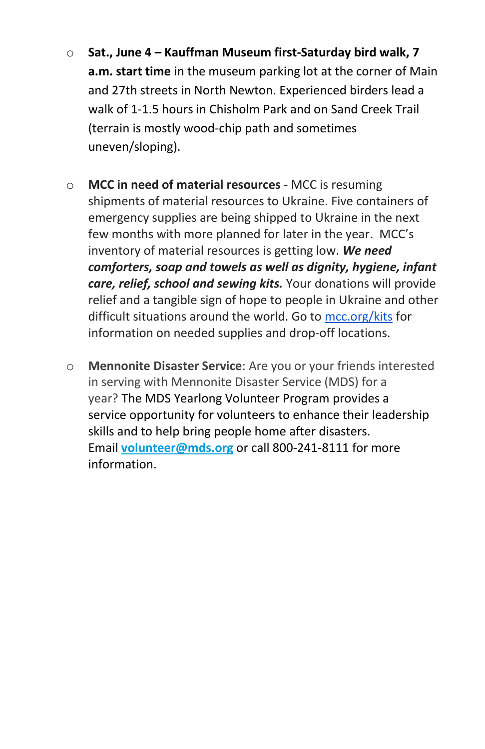- **Sat., June 4 – Kauffman Museum first-Saturday bird walk, 7 a.m. start time** in the museum parking lot at the corner of Main and 27th streets in North Newton. Experienced birders lead a walk of 1-1.5 hours in Chisholm Park and on Sand Creek Trail (terrain is mostly wood-chip path and sometimes uneven/sloping).

- **MCC in need of material resources -** MCC is resuming shipments of material resources to Ukraine. Five containers of emergency supplies are being shipped to Ukraine in the next few months with more planned for later in the year. MCC's inventory of material resources is getting low. ***We need comforters, soap and towels as well as dignity, hygiene, infant care, relief, school and sewing kits.*** Your donations will provide relief and a tangible sign of hope to people in Ukraine and other difficult situations around the world. Go to [mcc.org/kits](mcc.org/kits) for information on needed supplies and drop-off locations.

- **Mennonite Disaster Service**: Are you or your friends interested in serving with Mennonite Disaster Service (MDS) for a year? The MDS Yearlong Volunteer Program provides a service opportunity for volunteers to enhance their leadership skills and to help bring people home after disasters. Email **[volunteer@mds.org](mailto:volunteer@mds.org)** or call 800-241-8111 for more information.